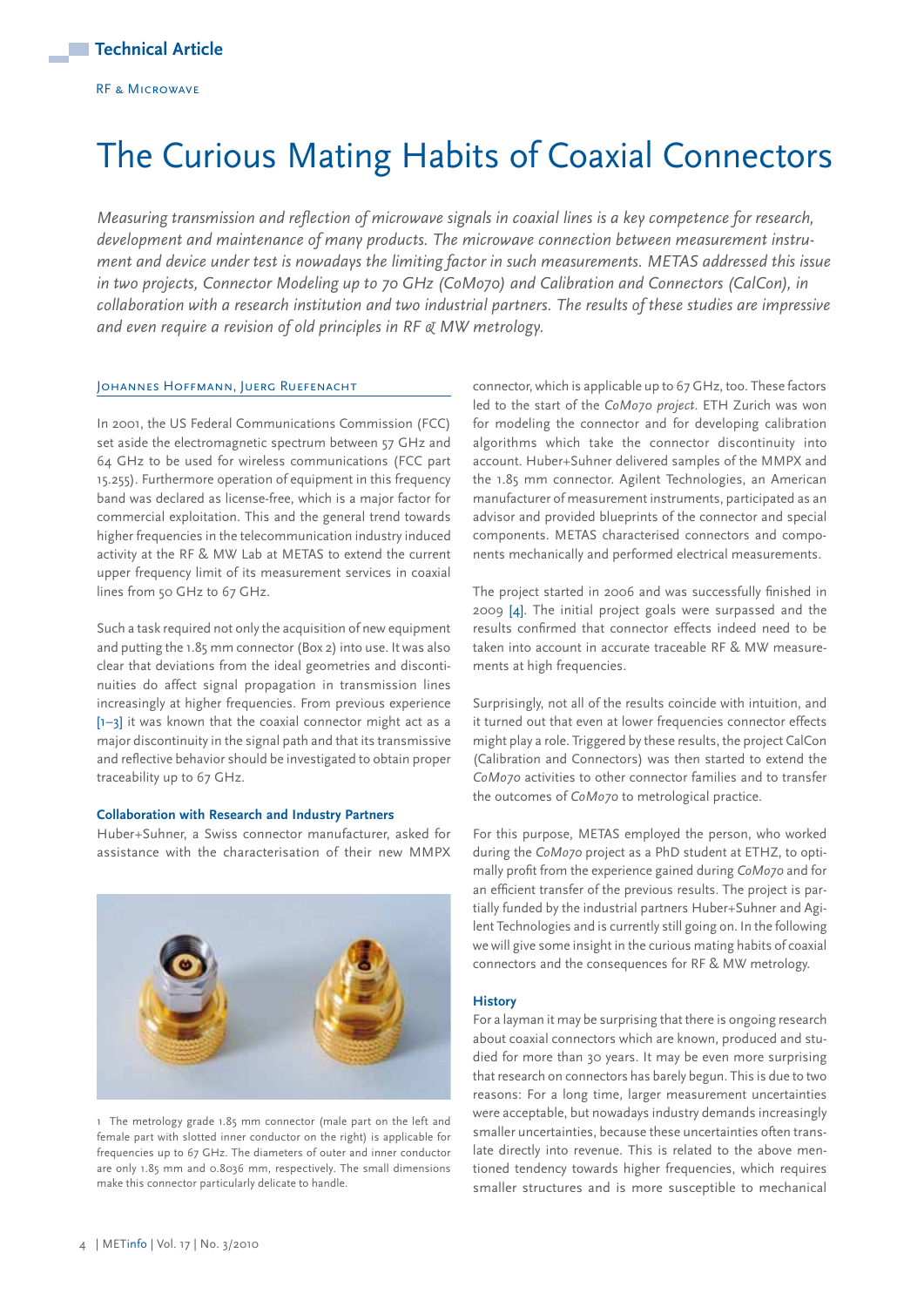Technical Article

RF & Microwave

# The Curious Mating Habits of Coaxial Connectors

*Measuring transmission and reflection of microwave signals in coaxial lines is a key competence for research, development and maintenance of many products. The microwave connection between measurement instrument and device under test is nowadays the limiting factor in such measurements. METAS addressed this issue in two projects, Connector Modeling up to 70 GHz (CoMo70) and Calibration and Connectors (CalCon), in collaboration with a research institution and two industrial partners. The results of these studies are impressive and even require a revision of old principles in RF & MW metrology.*

Johannes Hoffmann, Juerg Ruefenacht

In 2001, the US Federal Communications Commission (FCC) set aside the electromagnetic spectrum between 57 GHz and 64 GHz to be used for wireless communications (FCC part 15.255). Furthermore operation of equipment in this frequency band was declared as license-free, which is a major factor for commercial exploitation. This and the general trend towards higher frequencies in the telecommunication industry induced activity at the RF & MW Lab at METAS to extend the current upper frequency limit of its measurement services in coaxial lines from 50 GHz to 67 GHz.

Such a task required not only the acquisition of new equipment and putting the 1.85 mm connector (Box 2) into use. It was also clear that deviations from the ideal geometries and discontinuities do affect signal propagation in transmission lines increasingly at higher frequencies. From previous experience [1–3] it was known that the coaxial connector might act as a major discontinuity in the signal path and that its transmissive and reflective behavior should be investigated to obtain proper traceability up to 67 GHz.

### Collaboration with Research and Industry Partners

Huber+Suhner, a Swiss connector manufacturer, asked for assistance with the characterisation of their new MMPX connector, which is applicable up to 67 GHz, too. These factors led to the start of the *CoMo70 project*. ETH Zurich was won for modeling the connector and for developing calibration algorithms which take the connector discontinuity into account. Huber+Suhner delivered samples of the MMPX and the 1.85 mm connector. Agilent Technologies, an American manufacturer of measurement instruments, participated as an advisor and provided blueprints of the connector and special components. METAS characterised connectors and components mechanically and performed electrical measurements.

1 The metrology grade 1.85 mm connector (male part on the left and female part with slotted inner conductor on the right) is applicable for frequencies up to 67 GHz. The diameters of outer and inner conductor are only 1.85 mm and 0.8036 mm, respectively. The small dimensions make this connector particularly delicate to handle.

The project started in 2006 and was successfully finished in 2009 [4]. The initial project goals were surpassed and the results confirmed that connector effects indeed need to be taken into account in accurate traceable RF & MW measurements at high frequencies.

Surprisingly, not all of the results coincide with intuition, and it turned out that even at lower frequencies connector effects might play a role. Triggered by these results, the project CalCon (Calibration and Connectors) was then started to extend the *CoMo70* activities to other connector families and to transfer the outcomes of *CoMo70* to metrological practice.

For this purpose, METAS employed the person, who worked during the *CoMo70* project as a PhD student at ETHZ, to optimally profit from the experience gained during *CoMo70* and for an efficient transfer of the previous results. The project is partially funded by the industrial partners Huber+Suhner and Agilent Technologies and is currently still going on. In the following we will give some insight in the curious mating habits of coaxial connectors and the consequences for RF & MW metrology.

### History

For a layman it may be surprising that there is ongoing research about coaxial connectors which are known, produced and studied for more than 30 years. It may be even more surprising that research on connectors has barely begun. This is due to two reasons: For a long time, larger measurement uncertainties were acceptable, but nowadays industry demands increasingly smaller uncertainties, because these uncertainties often translate directly into revenue. This is related to the above mentioned tendency towards higher frequencies, which requires smaller structures and is more susceptible to mechanical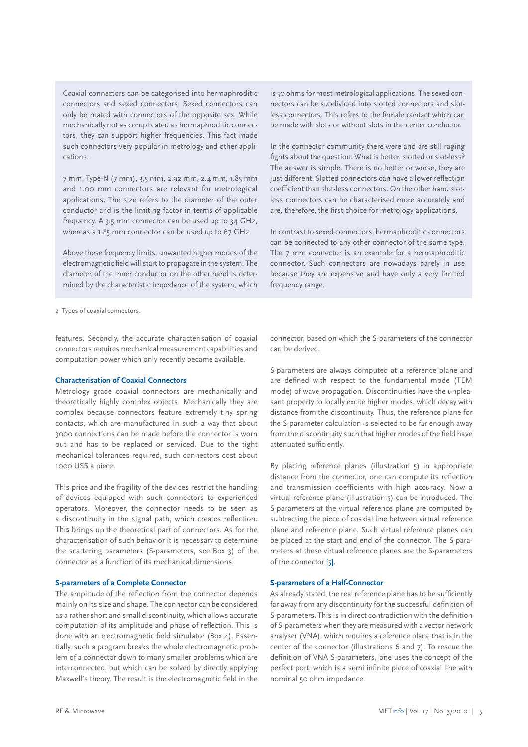Coaxial connectors can be categorised into hermaphroditic connectors and sexed connectors. Sexed connectors can only be mated with connectors of the opposite sex. While mechanically not as complicated as hermaphroditic connectors, they can support higher frequencies. This fact made such connectors very popular in metrology and other applications.

7 mm, Type-N (7 mm), 3.5 mm, 2.92 mm, 2.4 mm, 1.85 mm and 1.00 mm connectors are relevant for metrological applications. The size refers to the diameter of the outer conductor and is the limiting factor in terms of applicable frequency. A 3.5 mm connector can be used up to 34 GHz, whereas a 1.85 mm connector can be used up to 67 GHz.

Above these frequency limits, unwanted higher modes of the electromagnetic field will start to propagate in the system. The diameter of the inner conductor on the other hand is determined by the characteristic impedance of the system, which is 50 ohms for most metrological applications. The sexed connectors can be subdivided into slotted connectors and slot-less connectors. This refers to the female contact which can be made with slots or without slots in the center conductor.

In the connector community there were and are still raging fights about the question: What is better, slotted or slot-less? The answer is simple. There is no better or worse, they are just different. Slotted connectors can have a lower reflection coefficient than slot-less connectors. On the other hand slot-less connectors can be characterised more accurately and are, therefore, the first choice for metrology applications.

In contrast to sexed connectors, hermaphroditic connectors can be connected to any other connector of the same type. The 7 mm connector is an example for a hermaphroditic connector. Such connectors are nowadays barely in use because they are expensive and have only a very limited frequency range.

2 Types of coaxial connectors.

features. Secondly, the accurate characterisation of coaxial connectors requires mechanical measurement capabilities and computation power which only recently became available.

### Characterisation of Coaxial Connectors

Metrology grade coaxial connectors are mechanically and theoretically highly complex objects. Mechanically they are complex because connectors feature extremely tiny spring contacts, which are manufactured in such a way that about 3000 connections can be made before the connector is worn out and has to be replaced or serviced. Due to the tight mechanical tolerances required, such connectors cost about 1000 US$ a piece.

This price and the fragility of the devices restrict the handling of devices equipped with such connectors to experienced operators. Moreover, the connector needs to be seen as a discontinuity in the signal path, which creates reflection. This brings up the theoretical part of connectors. As for the characterisation of such behavior it is necessary to determine the scattering parameters (S-parameters, see Box 3) of the connector as a function of its mechanical dimensions.

### S-parameters of a Complete Connector

The amplitude of the reflection from the connector depends mainly on its size and shape. The connector can be considered as a rather short and small discontinuity, which allows accurate computation of its amplitude and phase of reflection. This is done with an electromagnetic field simulator (Box 4). Essentially, such a program breaks the whole electromagnetic problem of a connector down to many smaller problems which are interconnected, but which can be solved by directly applying Maxwell's theory. The result is the electromagnetic field in the connector, based on which the S-parameters of the connector can be derived.

S-parameters are always computed at a reference plane and are defined with respect to the fundamental mode (TEM mode) of wave propagation. Discontinuities have the unpleasant property to locally excite higher modes, which decay with distance from the discontinuity. Thus, the reference plane for the S-parameter calculation is selected to be far enough away from the discontinuity such that higher modes of the field have attenuated sufficiently.

By placing reference planes (illustration 5) in appropriate distance from the connector, one can compute its reflection and transmission coefficients with high accuracy. Now a virtual reference plane (illustration 5) can be introduced. The S-parameters at the virtual reference plane are computed by subtracting the piece of coaxial line between virtual reference plane and reference plane. Such virtual reference planes can be placed at the start and end of the connector. The S-parameters at these virtual reference planes are the S-parameters of the connector [5].

### S-parameters of a Half-Connector

As already stated, the real reference plane has to be sufficiently far away from any discontinuity for the successful definition of S-parameters. This is in direct contradiction with the definition of S-parameters when they are measured with a vector network analyser (VNA), which requires a reference plane that is in the center of the connector (illustrations 6 and 7). To rescue the definition of VNA S-parameters, one uses the concept of the perfect port, which is a semi infinite piece of coaxial line with nominal 50 ohm impedance.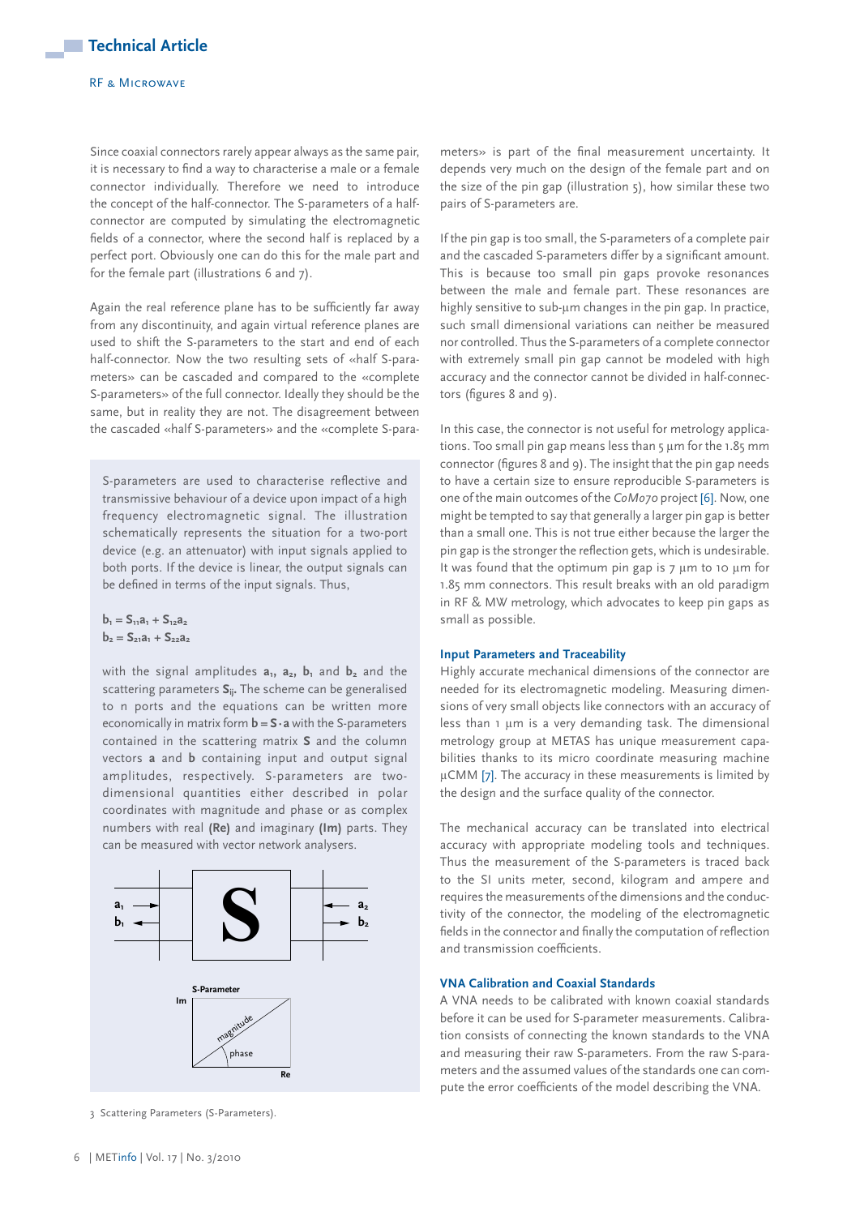Since coaxial connectors rarely appear always as the same pair, it is necessary to find a way to characterise a male or a female connector individually. Therefore we need to introduce the concept of the half-connector. The S-parameters of a half-connector are computed by simulating the electromagnetic fields of a connector, where the second half is replaced by a perfect port. Obviously one can do this for the male part and for the female part (illustrations 6 and 7).

Again the real reference plane has to be sufficiently far away from any discontinuity, and again virtual reference planes are used to shift the S-parameters to the start and end of each half-connector. Now the two resulting sets of «half S-parameters» can be cascaded and compared to the «complete S-parameters» of the full connector. Ideally they should be the same, but in reality they are not. The disagreement between the cascaded «half S-parameters» and the «complete S-parameters» is part of the final measurement uncertainty. It depends very much on the design of the female part and on the size of the pin gap (illustration 5), how similar these two pairs of S-parameters are.

S-parameters are used to characterise reflective and transmissive behaviour of a device upon impact of a high frequency electromagnetic signal. The illustration schematically represents the situation for a two-port device (e.g. an attenuator) with input signals applied to both ports. If the device is linear, the output signals can be defined in terms of the input signals. Thus,

$$b_1 = S_{11}a_1 + S_{12}a_2$$
$$b_2 = S_{21}a_1 + S_{22}a_2$$

with the signal amplitudes $a_1$, $a_2$, $b_1$ and $b_2$ and the scattering parameters $S_{ij}$. The scheme can be generalised to n ports and the equations can be written more economically in matrix form $\mathbf{b} = \mathbf{S} \cdot \mathbf{a}$ with the S-parameters contained in the scattering matrix **S** and the column vectors **a** and **b** containing input and output signal amplitudes, respectively. S-parameters are two-dimensional quantities either described in polar coordinates with magnitude and phase or as complex numbers with real **(Re)** and imaginary **(Im)** parts. They can be measured with vector network analysers.

3 Scattering Parameters (S-Parameters).

If the pin gap is too small, the S-parameters of a complete pair and the cascaded S-parameters differ by a significant amount. This is because too small pin gaps provoke resonances between the male and female part. These resonances are highly sensitive to sub-µm changes in the pin gap. In practice, such small dimensional variations can neither be measured nor controlled. Thus the S-parameters of a complete connector with extremely small pin gap cannot be modeled with high accuracy and the connector cannot be divided in half-connectors (figures 8 and 9).

In this case, the connector is not useful for metrology applications. Too small pin gap means less than 5 µm for the 1.85 mm connector (figures 8 and 9). The insight that the pin gap needs to have a certain size to ensure reproducible S-parameters is one of the main outcomes of the *CoMo70* project [6]. Now, one might be tempted to say that generally a larger pin gap is better than a small one. This is not true either because the larger the pin gap is the stronger the reflection gets, which is undesirable. It was found that the optimum pin gap is 7 µm to 10 µm for 1.85 mm connectors. This result breaks with an old paradigm in RF & MW metrology, which advocates to keep pin gaps as small as possible.

### Input Parameters and Traceability

Highly accurate mechanical dimensions of the connector are needed for its electromagnetic modeling. Measuring dimensions of very small objects like connectors with an accuracy of less than 1 µm is a very demanding task. The dimensional metrology group at METAS has unique measurement capabilities thanks to its micro coordinate measuring machine µCMM [7]. The accuracy in these measurements is limited by the design and the surface quality of the connector.

The mechanical accuracy can be translated into electrical accuracy with appropriate modeling tools and techniques. Thus the measurement of the S-parameters is traced back to the SI units meter, second, kilogram and ampere and requires the measurements of the dimensions and the conductivity of the connector, the modeling of the electromagnetic fields in the connector and finally the computation of reflection and transmission coefficients.

### VNA Calibration and Coaxial Standards

A VNA needs to be calibrated with known coaxial standards before it can be used for S-parameter measurements. Calibration consists of connecting the known standards to the VNA and measuring their raw S-parameters. From the raw S-parameters and the assumed values of the standards one can compute the error coefficients of the model describing the VNA.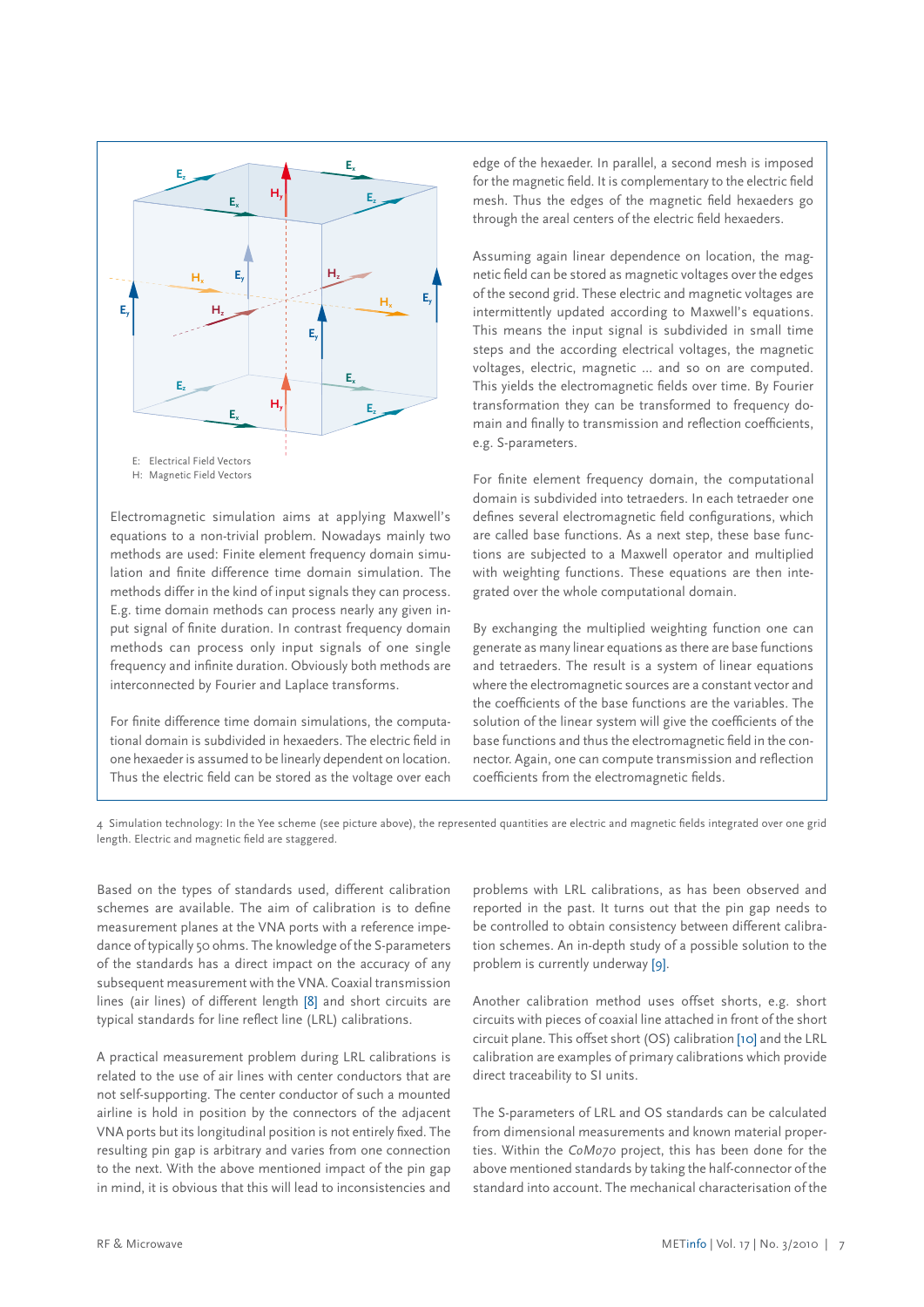E: Electrical Field Vectors
H: Magnetic Field Vectors

Electromagnetic simulation aims at applying Maxwell's equations to a non-trivial problem. Nowadays mainly two methods are used: Finite element frequency domain simulation and finite difference time domain simulation. The methods differ in the kind of input signals they can process. E.g. time domain methods can process nearly any given input signal of finite duration. In contrast frequency domain methods can process only input signals of one single frequency and infinite duration. Obviously both methods are interconnected by Fourier and Laplace transforms.

For finite difference time domain simulations, the computational domain is subdivided in hexaeders. The electric field in one hexaeder is assumed to be linearly dependent on location. Thus the electric field can be stored as the voltage over each edge of the hexaeder. In parallel, a second mesh is imposed for the magnetic field. It is complementary to the electric field mesh. Thus the edges of the magnetic field hexaeders go through the areal centers of the electric field hexaeders.

Assuming again linear dependence on location, the magnetic field can be stored as magnetic voltages over the edges of the second grid. These electric and magnetic voltages are intermittently updated according to Maxwell's equations. This means the input signal is subdivided in small time steps and the according electrical voltages, the magnetic voltages, electric, magnetic ... and so on are computed. This yields the electromagnetic fields over time. By Fourier transformation they can be transformed to frequency domain and finally to transmission and reflection coefficients, e.g. S-parameters.

For finite element frequency domain, the computational domain is subdivided into tetraeders. In each tetraeder one defines several electromagnetic field configurations, which are called base functions. As a next step, these base functions are subjected to a Maxwell operator and multiplied with weighting functions. These equations are then integrated over the whole computational domain.

By exchanging the multiplied weighting function one can generate as many linear equations as there are base functions and tetraeders. The result is a system of linear equations where the electromagnetic sources are a constant vector and the coefficients of the base functions are the variables. The solution of the linear system will give the coefficients of the base functions and thus the electromagnetic field in the connector. Again, one can compute transmission and reflection coefficients from the electromagnetic fields.

4 Simulation technology: In the Yee scheme (see picture above), the represented quantities are electric and magnetic fields integrated over one grid length. Electric and magnetic field are staggered.

Based on the types of standards used, different calibration schemes are available. The aim of calibration is to define measurement planes at the VNA ports with a reference impedance of typically 50 ohms. The knowledge of the S-parameters of the standards has a direct impact on the accuracy of any subsequent measurement with the VNA. Coaxial transmission lines (air lines) of different length [8] and short circuits are typical standards for line reflect line (LRL) calibrations.

A practical measurement problem during LRL calibrations is related to the use of air lines with center conductors that are not self-supporting. The center conductor of such a mounted airline is hold in position by the connectors of the adjacent VNA ports but its longitudinal position is not entirely fixed. The resulting pin gap is arbitrary and varies from one connection to the next. With the above mentioned impact of the pin gap in mind, it is obvious that this will lead to inconsistencies and problems with LRL calibrations, as has been observed and reported in the past. It turns out that the pin gap needs to be controlled to obtain consistency between different calibration schemes. An in-depth study of a possible solution to the problem is currently underway [9].

Another calibration method uses offset shorts, e.g. short circuits with pieces of coaxial line attached in front of the short circuit plane. This offset short (OS) calibration [10] and the LRL calibration are examples of primary calibrations which provide direct traceability to SI units.

The S-parameters of LRL and OS standards can be calculated from dimensional measurements and known material properties. Within the *CoMo70* project, this has been done for the above mentioned standards by taking the half-connector of the standard into account. The mechanical characterisation of the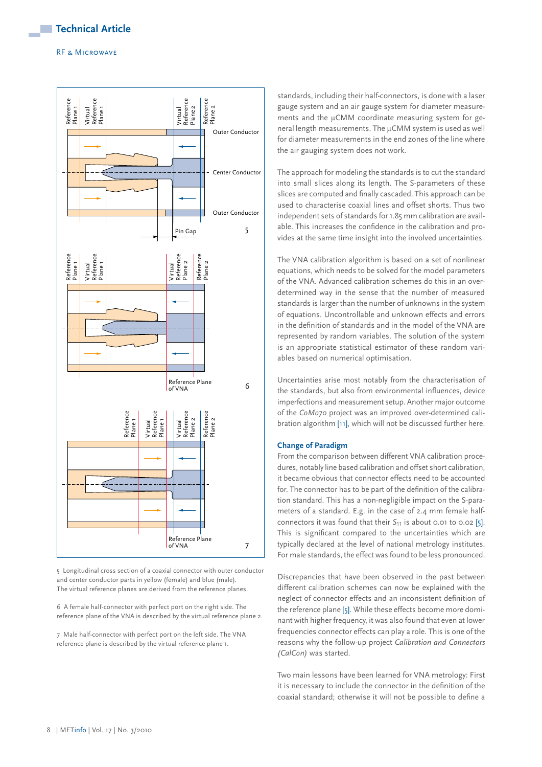5 Longitudinal cross section of a coaxial connector with outer conductor and center conductor parts in yellow (female) and blue (male). The virtual reference planes are derived from the reference planes.

6 A female half-connector with perfect port on the right side. The reference plane of the VNA is described by the virtual reference plane 2.

7 Male half-connector with perfect port on the left side. The VNA reference plane is described by the virtual reference plane 1.

standards, including their half-connectors, is done with a laser gauge system and an air gauge system for diameter measurements and the µCMM coordinate measuring system for general length measurements. The µCMM system is used as well for diameter measurements in the end zones of the line where the air gauging system does not work.

The approach for modeling the standards is to cut the standard into small slices along its length. The S-parameters of these slices are computed and finally cascaded. This approach can be used to characterise coaxial lines and offset shorts. Thus two independent sets of standards for 1.85 mm calibration are available. This increases the confidence in the calibration and provides at the same time insight into the involved uncertainties.

The VNA calibration algorithm is based on a set of nonlinear equations, which needs to be solved for the model parameters of the VNA. Advanced calibration schemes do this in an over-determined way in the sense that the number of measured standards is larger than the number of unknowns in the system of equations. Uncontrollable and unknown effects and errors in the definition of standards and in the model of the VNA are represented by random variables. The solution of the system is an appropriate statistical estimator of these random variables based on numerical optimisation.

Uncertainties arise most notably from the characterisation of the standards, but also from environmental influences, device imperfections and measurement setup. Another major outcome of the *CoMo70* project was an improved over-determined calibration algorithm [11], which will not be discussed further here.

### Change of Paradigm

From the comparison between different VNA calibration procedures, notably line based calibration and offset short calibration, it became obvious that connector effects need to be accounted for. The connector has to be part of the definition of the calibration standard. This has a non-negligible impact on the S-parameters of a standard. E.g. in the case of 2.4 mm female half-connectors it was found that their $S_{11}$ is about 0.01 to 0.02 [5]. This is significant compared to the uncertainties which are typically declared at the level of national metrology institutes. For male standards, the effect was found to be less pronounced.

Discrepancies that have been observed in the past between different calibration schemes can now be explained with the neglect of connector effects and an inconsistent definition of the reference plane [5]. While these effects become more dominant with higher frequency, it was also found that even at lower frequencies connector effects can play a role. This is one of the reasons why the follow-up project *Calibration and Connectors (CalCon)* was started.

Two main lessons have been learned for VNA metrology: First it is necessary to include the connector in the definition of the coaxial standard; otherwise it will not be possible to define a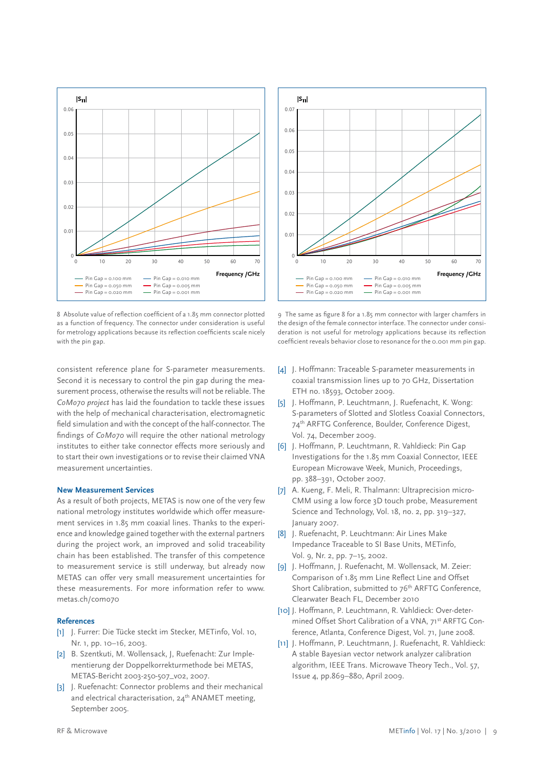8 Absolute value of reflection coefficient of a 1.85 mm connector plotted as a function of frequency. The connector under consideration is useful for metrology applications because its reflection coefficients scale nicely with the pin gap.

9 The same as figure 8 for a 1.85 mm connector with larger chamfers in the design of the female connector interface. The connector under consideration is not useful for metrology applications because its reflection coefficient reveals behavior close to resonance for the 0.001 mm pin gap.

consistent reference plane for S-parameter measurements. Second it is necessary to control the pin gap during the measurement process, otherwise the results will not be reliable. The *CoMo70 project* has laid the foundation to tackle these issues with the help of mechanical characterisation, electromagnetic field simulation and with the concept of the half-connector. The findings of *CoMo70* will require the other national metrology institutes to either take connector effects more seriously and to start their own investigations or to revise their claimed VNA measurement uncertainties.

### New Measurement Services

As a result of both projects, METAS is now one of the very few national metrology institutes worldwide which offer measurement services in 1.85 mm coaxial lines. Thanks to the experience and knowledge gained together with the external partners during the project work, an improved and solid traceability chain has been established. The transfer of this competence to measurement service is still underway, but already now METAS can offer very small measurement uncertainties for these measurements. For more information refer to www.metas.ch/como70

### References

[1] J. Furrer: Die Tücke steckt im Stecker, METinfo, Vol. 10, Nr. 1, pp. 10–16, 2003.

[2] B. Szentkuti, M. Wollensack, J, Ruefenacht: Zur Implementierung der Doppelkorrekturmethode bei METAS, METAS-Bericht 2003-250-507_v02, 2007.

[3] J. Ruefenacht: Connector problems and their mechanical and electrical characterisation, 24th ANAMET meeting, September 2005.

[4] J. Hoffmann: Traceable S-parameter measurements in coaxial transmission lines up to 70 GHz, Dissertation ETH no. 18593, October 2009.

[5] J. Hoffmann, P. Leuchtmann, J. Ruefenacht, K. Wong: S-parameters of Slotted and Slotless Coaxial Connectors, 74th ARFTG Conference, Boulder, Conference Digest, Vol. 74, December 2009.

[6] J. Hoffmann, P. Leuchtmann, R. Vahldieck: Pin Gap Investigations for the 1.85 mm Coaxial Connector, IEEE European Microwave Week, Munich, Proceedings, pp. 388–391, October 2007.

[7] A. Kueng, F. Meli, R. Thalmann: Ultraprecision micro-CMM using a low force 3D touch probe, Measurement Science and Technology, Vol. 18, no. 2, pp. 319–327, January 2007.

[8] J. Ruefenacht, P. Leuchtmann: Air Lines Make Impedance Traceable to SI Base Units, METinfo, Vol. 9, Nr. 2, pp. 7–15, 2002.

[9] J. Hoffmann, J. Ruefenacht, M. Wollensack, M. Zeier: Comparison of 1.85 mm Line Reflect Line and Offset Short Calibration, submitted to 76th ARFTG Conference, Clearwater Beach FL, December 2010

[10] J. Hoffmann, P. Leuchtmann, R. Vahldieck: Over-determined Offset Short Calibration of a VNA, 71st ARFTG Conference, Atlanta, Conference Digest, Vol. 71, June 2008.

[11] J. Hoffmann, P. Leuchtmann, J. Ruefenacht, R. Vahldieck: A stable Bayesian vector network analyzer calibration algorithm, IEEE Trans. Microwave Theory Tech., Vol. 57, Issue 4, pp.869–880, April 2009.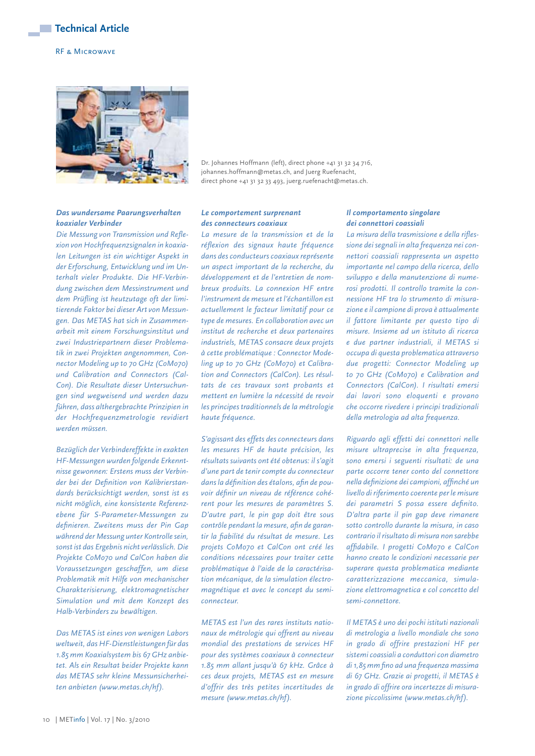# Technical Article

RF & Microwave

Dr. Johannes Hoffmann (left), direct phone +41 31 32 34 716, johannes.hoffmann@metas.ch, and Juerg Ruefenacht, direct phone +41 31 32 33 493, juerg.ruefenacht@metas.ch.

***Das wundersame Paarungsverhalten koaxialer Verbinder***

*Die Messung von Transmission und Reflexion von Hochfrequenzsignalen in koaxialen Leitungen ist ein wichtiger Aspekt in der Erforschung, Entwicklung und im Unterhalt vieler Produkte. Die HF-Verbindung zwischen dem Messinstrument und dem Prüfling ist heutzutage oft der limitierende Faktor bei dieser Art von Messungen. Das METAS hat sich in Zusammenarbeit mit einem Forschungsinstitut und zwei Industriepartnern dieser Problematik in zwei Projekten angenommen, Connector Modeling up to 70 GHz (CoMo70) und Calibration and Connectors (CalCon). Die Resultate dieser Untersuchungen sind wegweisend und werden dazu führen, dass althergebrachte Prinzipien in der Hochfrequenzmetrologie revidiert werden müssen.*

*Bezüglich der Verbindereffekte in exakten HF-Messungen wurden folgende Erkenntnisse gewonnen: Erstens muss der Verbinder bei der Definition von Kalibrierstandards berücksichtigt werden, sonst ist es nicht möglich, eine konsistente Referenzebene für S-Parameter-Messungen zu definieren. Zweitens muss der Pin Gap während der Messung unter Kontrolle sein, sonst ist das Ergebnis nicht verlässlich. Die Projekte CoMo70 und CalCon haben die Voraussetzungen geschaffen, um diese Problematik mit Hilfe von mechanischer Charakterisierung, elektromagnetischer Simulation und mit dem Konzept des Halb-Verbinders zu bewältigen.*

*Das METAS ist eines von wenigen Labors weltweit, das HF-Dienstleistungen für das 1.85 mm Koaxialsystem bis 67 GHz anbietet. Als ein Resultat beider Projekte kann das METAS sehr kleine Messunsicherheiten anbieten (www.metas.ch/hf).*

***Le comportement surprenant des connecteurs coaxiaux***

*La mesure de la transmission et de la réflexion des signaux haute fréquence dans des conducteurs coaxiaux représente un aspect important de la recherche, du développement et de l'entretien de nombreux produits. La connexion HF entre l'instrument de mesure et l'échantillon est actuellement le facteur limitatif pour ce type de mesures. En collaboration avec un institut de recherche et deux partenaires industriels, METAS consacre deux projets à cette problématique : Connector Modeling up to 70 GHz (CoMo70) et Calibration and Connectors (CalCon). Les résultats de ces travaux sont probants et mettent en lumière la nécessité de revoir les principes traditionnels de la métrologie haute fréquence.*

*S'agissant des effets des connecteurs dans les mesures HF de haute précision, les résultats suivants ont été obtenus: il s'agit d'une part de tenir compte du connecteur dans la définition des étalons, afin de pouvoir définir un niveau de référence cohérent pour les mesures de paramètres S. D'autre part, le pin gap doit être sous contrôle pendant la mesure, afin de garantir la fiabilité du résultat de mesure. Les projets CoMo70 et CalCon ont créé les conditions nécessaires pour traiter cette problématique à l'aide de la caractérisation mécanique, de la simulation électromagnétique et avec le concept du semi-connecteur.*

*METAS est l'un des rares instituts nationaux de métrologie qui offrent au niveau mondial des prestations de services HF pour des systèmes coaxiaux à connecteur 1.85 mm allant jusqu'à 67 kHz. Grâce à ces deux projets, METAS est en mesure d'offrir des très petites incertitudes de mesure (www.metas.ch/hf).*

***Il comportamento singolare dei connettori coassiali***

*La misura della trasmissione e della riflessione dei segnali in alta frequenza nei connettori coassiali rappresenta un aspetto importante nel campo della ricerca, dello sviluppo e della manutenzione di numerosi prodotti. Il controllo tramite la connessione HF tra lo strumento di misurazione e il campione di prova è attualmente il fattore limitante per questo tipo di misure. Insieme ad un istituto di ricerca e due partner industriali, il METAS si occupa di questa problematica attraverso due progetti: Connector Modeling up to 70 GHz (CoMo70) e Calibration and Connectors (CalCon). I risultati emersi dai lavori sono eloquenti e provano che occorre rivedere i principi tradizionali della metrologia ad alta frequenza.*

*Riguardo agli effetti dei connettori nelle misure ultraprecise in alta frequenza, sono emersi i seguenti risultati: de una parte occorre tener conto del connettore nella definizione dei campioni, affinché un livello di riferimento coerente per le misure dei parametri S possa essere definito. D'altra parte il pin gap deve rimanere sotto controllo durante la misura, in caso contrario il risultato di misura non sarebbe affidabile. I progetti CoMo70 e CalCon hanno creato le condizioni necessarie per superare questa problematica mediante caratterizzazione meccanica, simulazione elettromagnetica e col concetto del semi-connettore.*

*Il METAS è uno dei pochi istituti nazionali di metrologia a livello mondiale che sono in grado di offrire prestazioni HF per sistemi coassiali a conduttori con diametro di 1,85 mm fino ad una frequenza massima di 67 GHz. Grazie ai progetti, il METAS è in grado di offrire ora incertezze di misurazione piccolissime (www.metas.ch/hf).*